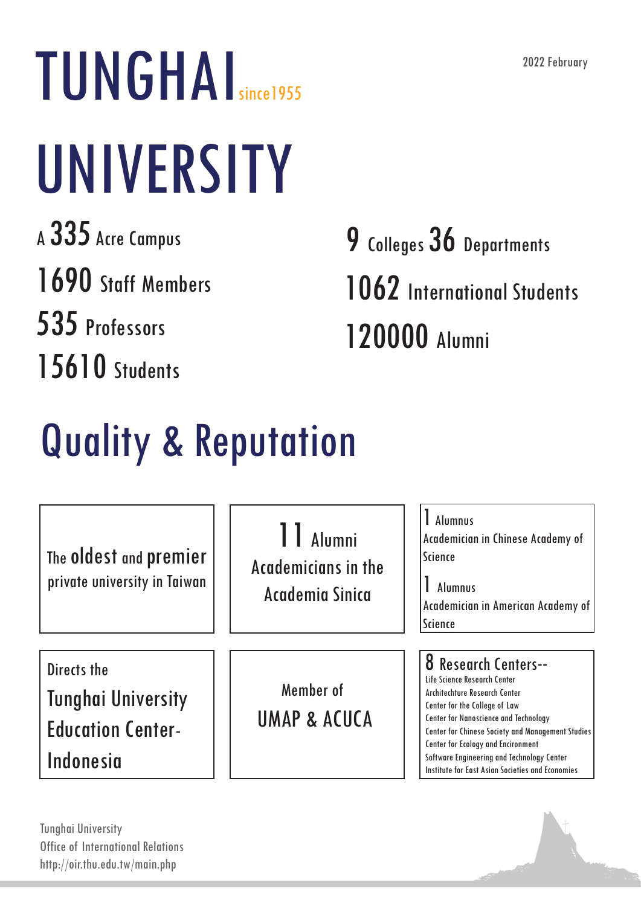2022 February

# TUNGHAI since1955 UNIVERSITY

A 335 Acre Campus

1690 Staff Members

535 Professors

15610 Students

9 Colleges 36 Departments

1062 International Students

120000 Alumni

## Quality & Reputation

The **oldest** and **premier** private university in Taiwan

11 Alumni Academicians in the Academia Sinica

1 Alumnus Academician in Chinese Academy of Science

1 Alumnus Academician in American Academy of Science

Directs the Tunghai University Education Center-Indonesia

Member of UMAP & ACUCA

8 Research Centers--

- Life Science Research Center
- Architechture Research Center
- Center for the College of Law
- Center for Nanoscience and Technology
- Center for Chinese Society and Management Studies
- Center for Ecology and Encironment
- Software Engineering and Technology Center
- Institute for East Asian Societies and Economies

Tunghai University
Office of International Relations
http://oir.thu.edu.tw/main.php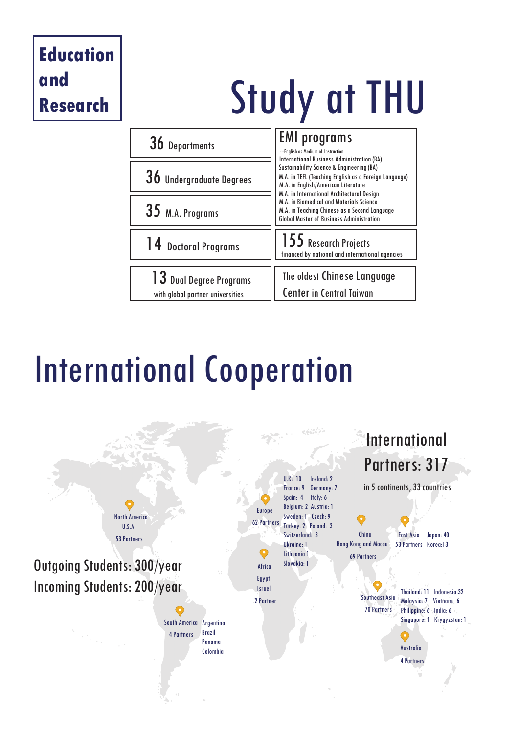**Education and Research**

# Study at THU

| | |
|---|---|
| **36** Departments | **EMI programs** ---English as Medium of Instruction<br>International Business Administration (BA)<br>Sustainability Science & Engineering (BA)<br>M.A. in TEFL (Teaching English as a Foreign Language)<br>M.A. in English/American Literature<br>M.A. in International Architectural Design<br>M.A. in Biomedical and Materials Science<br>M.A. in Teaching Chinese as a Second Language<br>Global Master of Business Administration |
| **36** Undergraduate Degrees | |
| **35** M.A. Programs | |
| **14** Doctoral Programs | **155** Research Projects financed by national and international agencies |
| **13** Dual Degree Programs with global partner universities | The oldest Chinese Language Center in Central Taiwan |

# International Cooperation

International Partners: 317

in 5 continents, 33 countries

Outgoing Students: 300/year

Incoming Students: 200/year

North America
U.S.A
53 Partners

South America
4 Partners
Argentina
Brazil
Panama
Colombia

Europe
62 Partners
U.K: 10 Ireland: 2
France: 9 Germany: 7
Spain: 4 Italy: 6
Belgium: 2 Austria: 1
Sweden: 1 Czech: 9
Turkey: 2 Poland: 3
Switzerland: 3
Ukraine: 1
Lithuania 1
Slovakia: 1

Africa
Egypt
Israel
2 Partner

China
Hong Kong and Macau
69 Partners

East Asia
53 Partners
Japan: 40
Korea:13

Southeast Asia
70 Partners
Thailand: 11 Indonesia:32
Malaysia: 7 Vietnam: 6
Philippine: 6 India: 6
Singapore: 1 Krygyzstan: 1

Australia
4 Partners